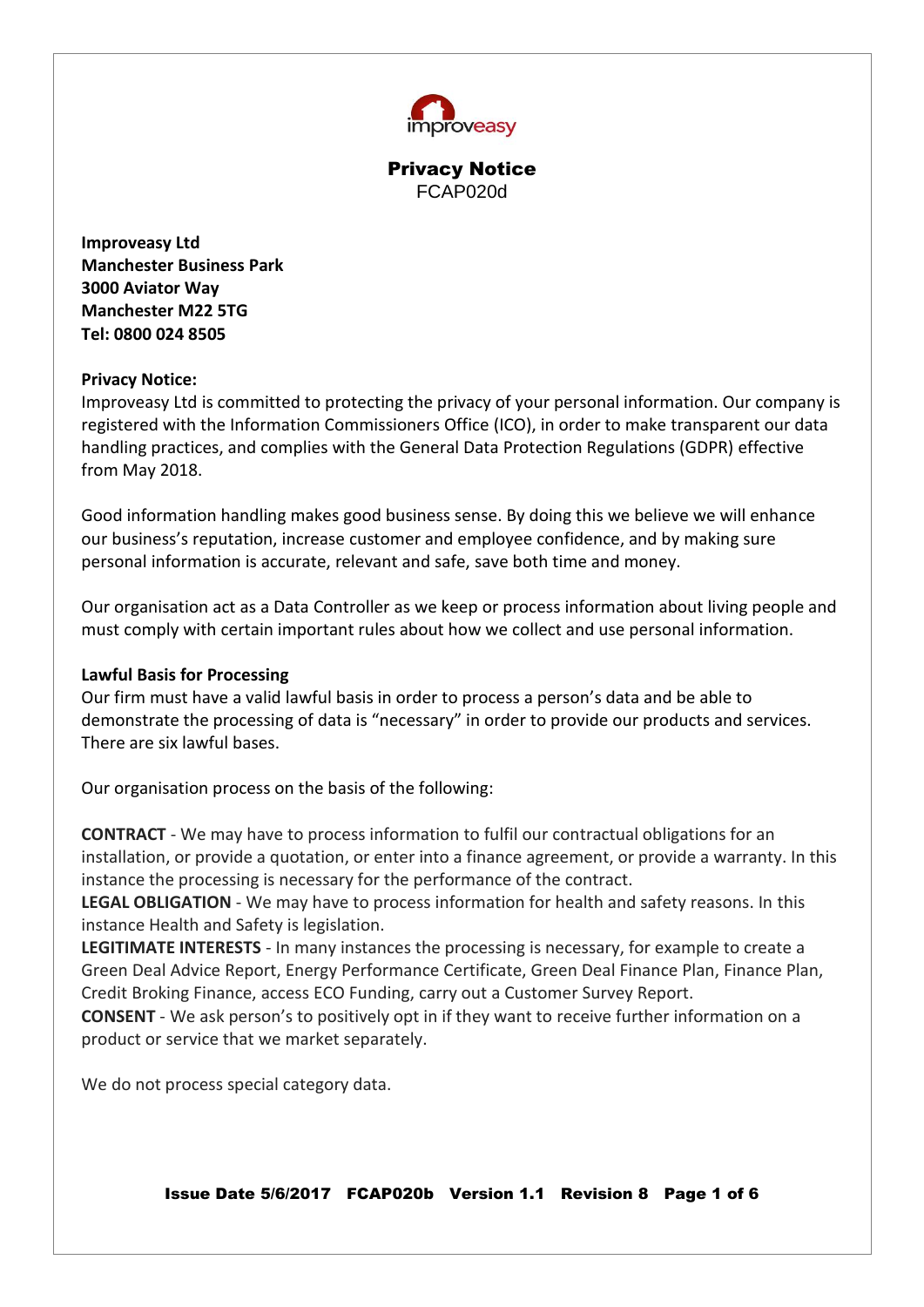# Privacy Notice

FCAP020d

**Improveasy Ltd**
**Manchester Business Park**
**3000 Aviator Way**
**Manchester M22 5TG**
**Tel: 0800 024 8505**

**Privacy Notice:**

Improveasy Ltd is committed to protecting the privacy of your personal information. Our company is registered with the Information Commissioners Office (ICO), in order to make transparent our data handling practices, and complies with the General Data Protection Regulations (GDPR) effective from May 2018.

Good information handling makes good business sense. By doing this we believe we will enhance our business's reputation, increase customer and employee confidence, and by making sure personal information is accurate, relevant and safe, save both time and money.

Our organisation act as a Data Controller as we keep or process information about living people and must comply with certain important rules about how we collect and use personal information.

**Lawful Basis for Processing**

Our firm must have a valid lawful basis in order to process a person's data and be able to demonstrate the processing of data is "necessary" in order to provide our products and services. There are six lawful bases.

Our organisation process on the basis of the following:

**CONTRACT** - We may have to process information to fulfil our contractual obligations for an installation, or provide a quotation, or enter into a finance agreement, or provide a warranty. In this instance the processing is necessary for the performance of the contract.
**LEGAL OBLIGATION** - We may have to process information for health and safety reasons. In this instance Health and Safety is legislation.
**LEGITIMATE INTERESTS** - In many instances the processing is necessary, for example to create a Green Deal Advice Report, Energy Performance Certificate, Green Deal Finance Plan, Finance Plan, Credit Broking Finance, access ECO Funding, carry out a Customer Survey Report.
**CONSENT** - We ask person's to positively opt in if they want to receive further information on a product or service that we market separately.

We do not process special category data.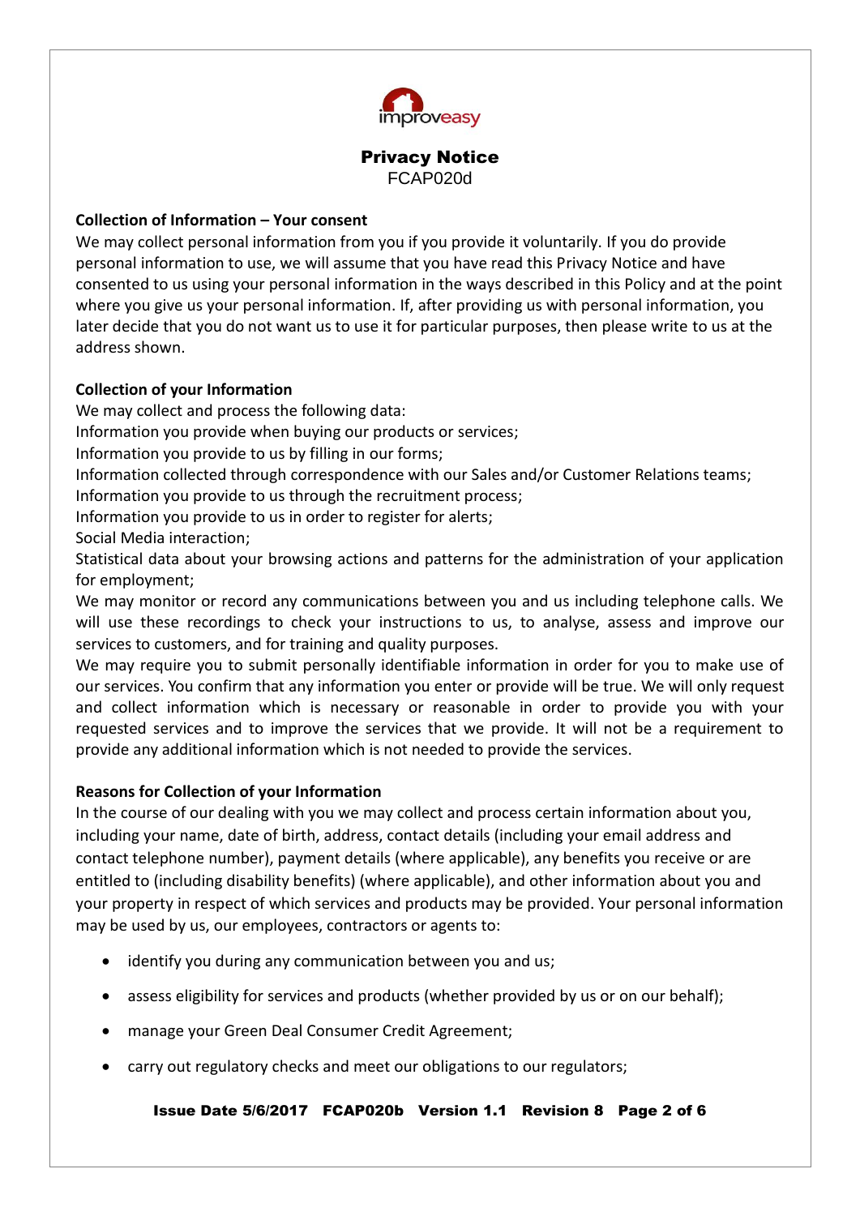**Privacy Notice**
FCAP020d

**Collection of Information – Your consent**

We may collect personal information from you if you provide it voluntarily. If you do provide personal information to use, we will assume that you have read this Privacy Notice and have consented to us using your personal information in the ways described in this Policy and at the point where you give us your personal information. If, after providing us with personal information, you later decide that you do not want us to use it for particular purposes, then please write to us at the address shown.

**Collection of your Information**

We may collect and process the following data:
Information you provide when buying our products or services;
Information you provide to us by filling in our forms;
Information collected through correspondence with our Sales and/or Customer Relations teams;
Information you provide to us through the recruitment process;
Information you provide to us in order to register for alerts;
Social Media interaction;
Statistical data about your browsing actions and patterns for the administration of your application for employment;
We may monitor or record any communications between you and us including telephone calls. We will use these recordings to check your instructions to us, to analyse, assess and improve our services to customers, and for training and quality purposes.
We may require you to submit personally identifiable information in order for you to make use of our services. You confirm that any information you enter or provide will be true. We will only request and collect information which is necessary or reasonable in order to provide you with your requested services and to improve the services that we provide. It will not be a requirement to provide any additional information which is not needed to provide the services.

**Reasons for Collection of your Information**

In the course of our dealing with you we may collect and process certain information about you, including your name, date of birth, address, contact details (including your email address and contact telephone number), payment details (where applicable), any benefits you receive or are entitled to (including disability benefits) (where applicable), and other information about you and your property in respect of which services and products may be provided. Your personal information may be used by us, our employees, contractors or agents to:

- identify you during any communication between you and us;
- assess eligibility for services and products (whether provided by us or on our behalf);
- manage your Green Deal Consumer Credit Agreement;
- carry out regulatory checks and meet our obligations to our regulators;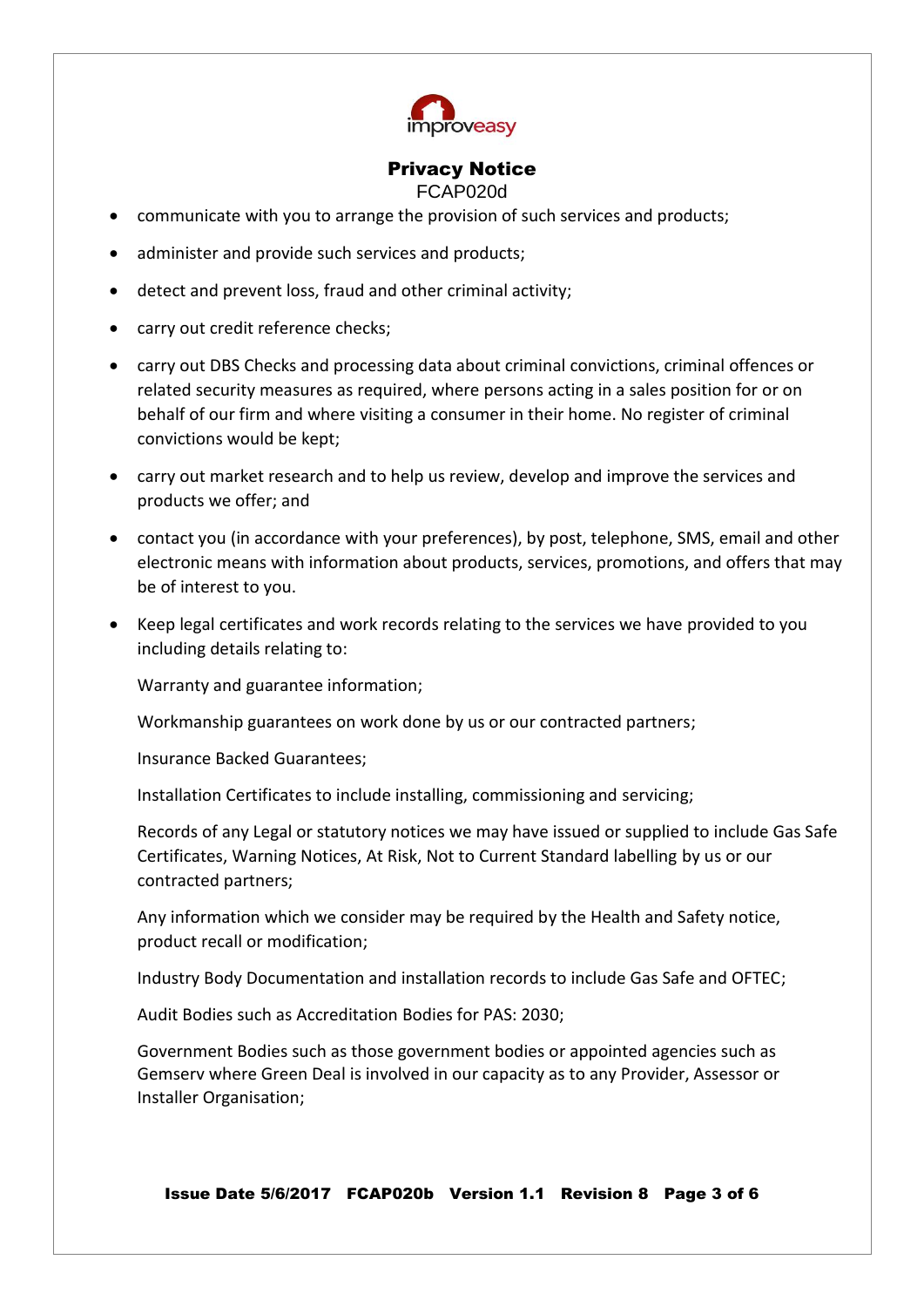- communicate with you to arrange the provision of such services and products;
- administer and provide such services and products;
- detect and prevent loss, fraud and other criminal activity;
- carry out credit reference checks;
- carry out DBS Checks and processing data about criminal convictions, criminal offences or related security measures as required, where persons acting in a sales position for or on behalf of our firm and where visiting a consumer in their home. No register of criminal convictions would be kept;
- carry out market research and to help us review, develop and improve the services and products we offer; and
- contact you (in accordance with your preferences), by post, telephone, SMS, email and other electronic means with information about products, services, promotions, and offers that may be of interest to you.
- Keep legal certificates and work records relating to the services we have provided to you including details relating to:

  Warranty and guarantee information;

  Workmanship guarantees on work done by us or our contracted partners;

  Insurance Backed Guarantees;

  Installation Certificates to include installing, commissioning and servicing;

  Records of any Legal or statutory notices we may have issued or supplied to include Gas Safe Certificates, Warning Notices, At Risk, Not to Current Standard labelling by us or our contracted partners;

  Any information which we consider may be required by the Health and Safety notice, product recall or modification;

  Industry Body Documentation and installation records to include Gas Safe and OFTEC;

  Audit Bodies such as Accreditation Bodies for PAS: 2030;

  Government Bodies such as those government bodies or appointed agencies such as Gemserv where Green Deal is involved in our capacity as to any Provider, Assessor or Installer Organisation;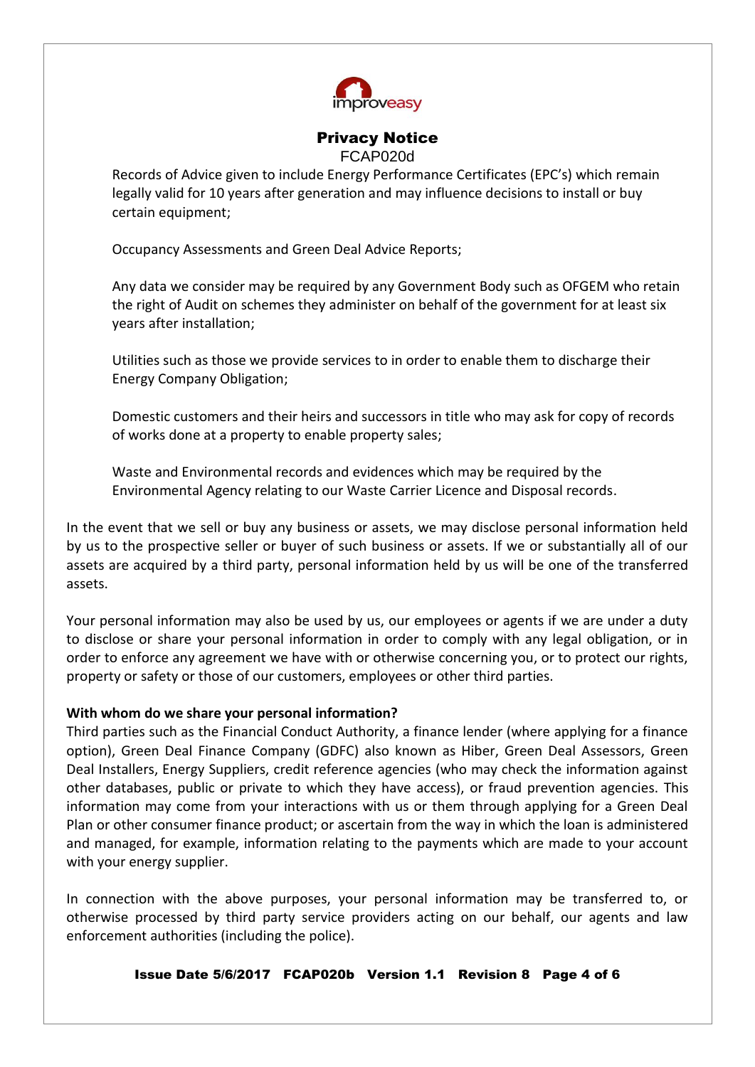Records of Advice given to include Energy Performance Certificates (EPC's) which remain legally valid for 10 years after generation and may influence decisions to install or buy certain equipment;

Occupancy Assessments and Green Deal Advice Reports;

Any data we consider may be required by any Government Body such as OFGEM who retain the right of Audit on schemes they administer on behalf of the government for at least six years after installation;

Utilities such as those we provide services to in order to enable them to discharge their Energy Company Obligation;

Domestic customers and their heirs and successors in title who may ask for copy of records of works done at a property to enable property sales;

Waste and Environmental records and evidences which may be required by the Environmental Agency relating to our Waste Carrier Licence and Disposal records.

In the event that we sell or buy any business or assets, we may disclose personal information held by us to the prospective seller or buyer of such business or assets. If we or substantially all of our assets are acquired by a third party, personal information held by us will be one of the transferred assets.

Your personal information may also be used by us, our employees or agents if we are under a duty to disclose or share your personal information in order to comply with any legal obligation, or in order to enforce any agreement we have with or otherwise concerning you, or to protect our rights, property or safety or those of our customers, employees or other third parties.

**With whom do we share your personal information?**

Third parties such as the Financial Conduct Authority, a finance lender (where applying for a finance option), Green Deal Finance Company (GDFC) also known as Hiber, Green Deal Assessors, Green Deal Installers, Energy Suppliers, credit reference agencies (who may check the information against other databases, public or private to which they have access), or fraud prevention agencies. This information may come from your interactions with us or them through applying for a Green Deal Plan or other consumer finance product; or ascertain from the way in which the loan is administered and managed, for example, information relating to the payments which are made to your account with your energy supplier.

In connection with the above purposes, your personal information may be transferred to, or otherwise processed by third party service providers acting on our behalf, our agents and law enforcement authorities (including the police).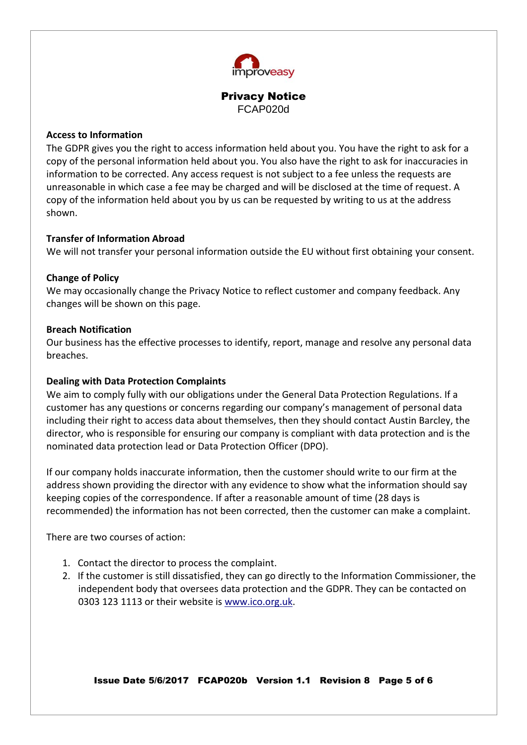## Privacy Notice

FCAP020d

### Access to Information

The GDPR gives you the right to access information held about you. You have the right to ask for a copy of the personal information held about you. You also have the right to ask for inaccuracies in information to be corrected. Any access request is not subject to a fee unless the requests are unreasonable in which case a fee may be charged and will be disclosed at the time of request. A copy of the information held about you by us can be requested by writing to us at the address shown.

### Transfer of Information Abroad

We will not transfer your personal information outside the EU without first obtaining your consent.

### Change of Policy

We may occasionally change the Privacy Notice to reflect customer and company feedback. Any changes will be shown on this page.

### Breach Notification

Our business has the effective processes to identify, report, manage and resolve any personal data breaches.

### Dealing with Data Protection Complaints

We aim to comply fully with our obligations under the General Data Protection Regulations. If a customer has any questions or concerns regarding our company's management of personal data including their right to access data about themselves, then they should contact Austin Barcley, the director, who is responsible for ensuring our company is compliant with data protection and is the nominated data protection lead or Data Protection Officer (DPO).

If our company holds inaccurate information, then the customer should write to our firm at the address shown providing the director with any evidence to show what the information should say keeping copies of the correspondence. If after a reasonable amount of time (28 days is recommended) the information has not been corrected, then the customer can make a complaint.

There are two courses of action:

1. Contact the director to process the complaint.
2. If the customer is still dissatisfied, they can go directly to the Information Commissioner, the independent body that oversees data protection and the GDPR. They can be contacted on 0303 123 1113 or their website is www.ico.org.uk.

**Issue Date 5/6/2017 FCAP020b Version 1.1 Revision 8**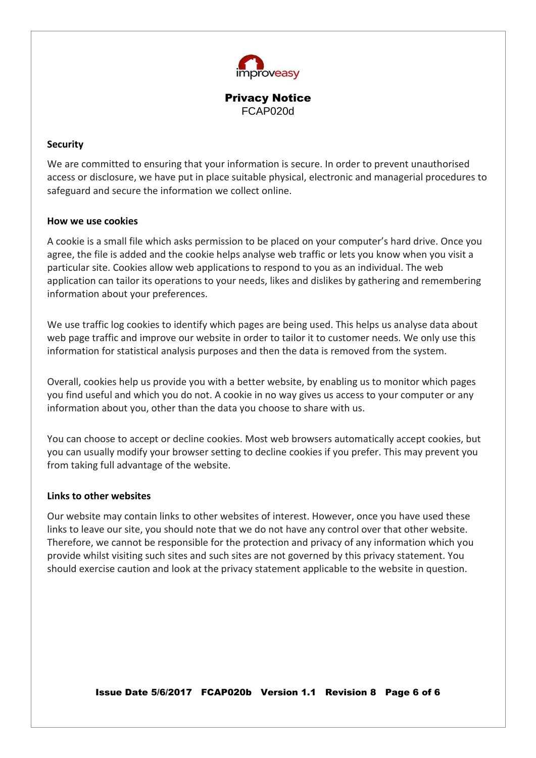## Privacy Notice

FCAP020d

### Security

We are committed to ensuring that your information is secure. In order to prevent unauthorised access or disclosure, we have put in place suitable physical, electronic and managerial procedures to safeguard and secure the information we collect online.

### How we use cookies

A cookie is a small file which asks permission to be placed on your computer's hard drive. Once you agree, the file is added and the cookie helps analyse web traffic or lets you know when you visit a particular site. Cookies allow web applications to respond to you as an individual. The web application can tailor its operations to your needs, likes and dislikes by gathering and remembering information about your preferences.

We use traffic log cookies to identify which pages are being used. This helps us analyse data about web page traffic and improve our website in order to tailor it to customer needs. We only use this information for statistical analysis purposes and then the data is removed from the system.

Overall, cookies help us provide you with a better website, by enabling us to monitor which pages you find useful and which you do not. A cookie in no way gives us access to your computer or any information about you, other than the data you choose to share with us.

You can choose to accept or decline cookies. Most web browsers automatically accept cookies, but you can usually modify your browser setting to decline cookies if you prefer. This may prevent you from taking full advantage of the website.

### Links to other websites

Our website may contain links to other websites of interest. However, once you have used these links to leave our site, you should note that we do not have any control over that other website. Therefore, we cannot be responsible for the protection and privacy of any information which you provide whilst visiting such sites and such sites are not governed by this privacy statement. You should exercise caution and look at the privacy statement applicable to the website in question.